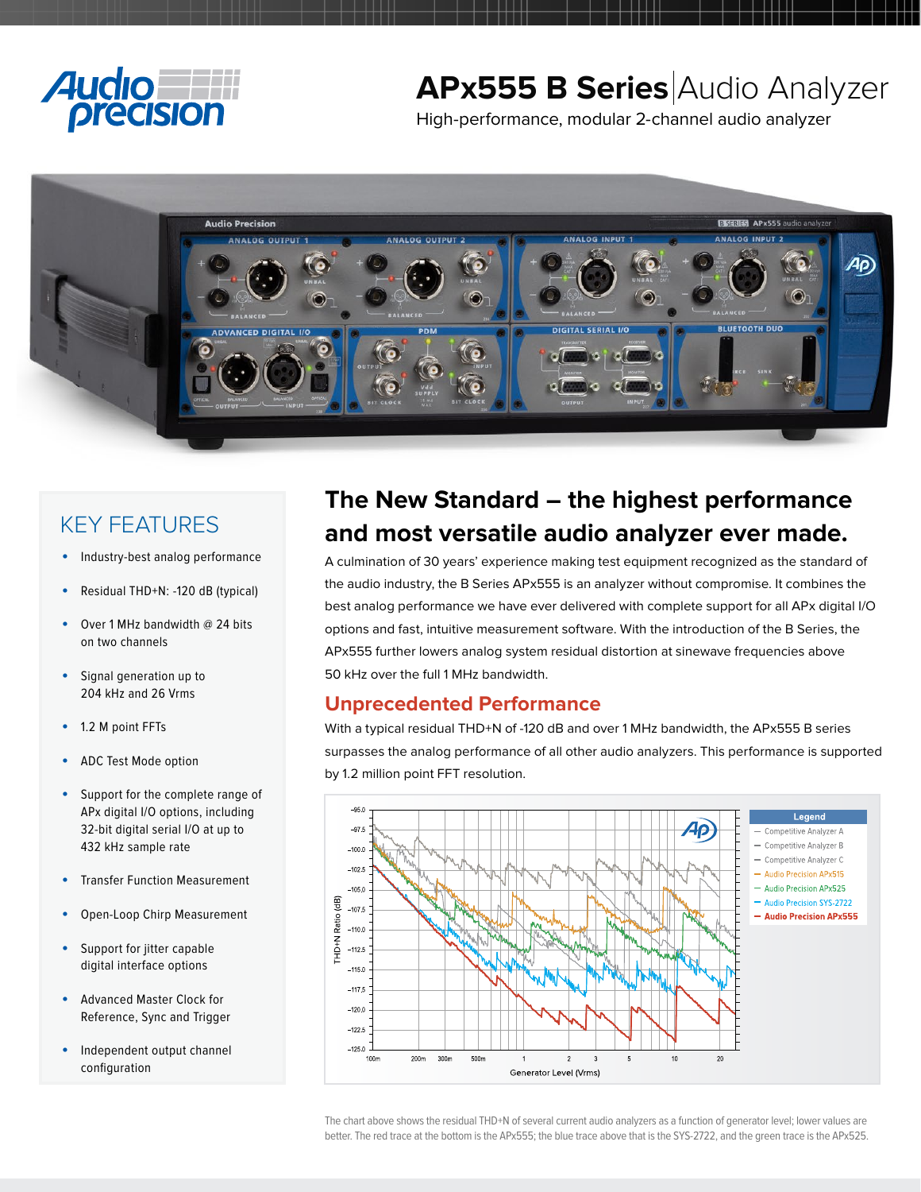# APx555 B Series | Audio Analyzer

High-performance, modular 2-channel audio analyzer

## KEY FEATURES

- Industry-best analog performance
- Residual THD+N: -120 dB (typical)
- Over 1 MHz bandwidth @ 24 bits on two channels
- Signal generation up to 204 kHz and 26 Vrms
- 1.2 M point FFTs
- ADC Test Mode option
- Support for the complete range of APx digital I/O options, including 32-bit digital serial I/O at up to 432 kHz sample rate
- Transfer Function Measurement
- Open-Loop Chirp Measurement
- Support for jitter capable digital interface options
- Advanced Master Clock for Reference, Sync and Trigger
- Independent output channel configuration

## The New Standard – the highest performance and most versatile audio analyzer ever made.

A culmination of 30 years' experience making test equipment recognized as the standard of the audio industry, the B Series APx555 is an analyzer without compromise. It combines the best analog performance we have ever delivered with complete support for all APx digital I/O options and fast, intuitive measurement software. With the introduction of the B Series, the APx555 further lowers analog system residual distortion at sinewave frequencies above 50 kHz over the full 1 MHz bandwidth.

## Unprecedented Performance

With a typical residual THD+N of -120 dB and over 1 MHz bandwidth, the APx555 B series surpasses the analog performance of all other audio analyzers. This performance is supported by 1.2 million point FFT resolution.

The chart above shows the residual THD+N of several current audio analyzers as a function of generator level; lower values are better. The red trace at the bottom is the APx555; the blue trace above that is the SYS-2722, and the green trace is the APx525.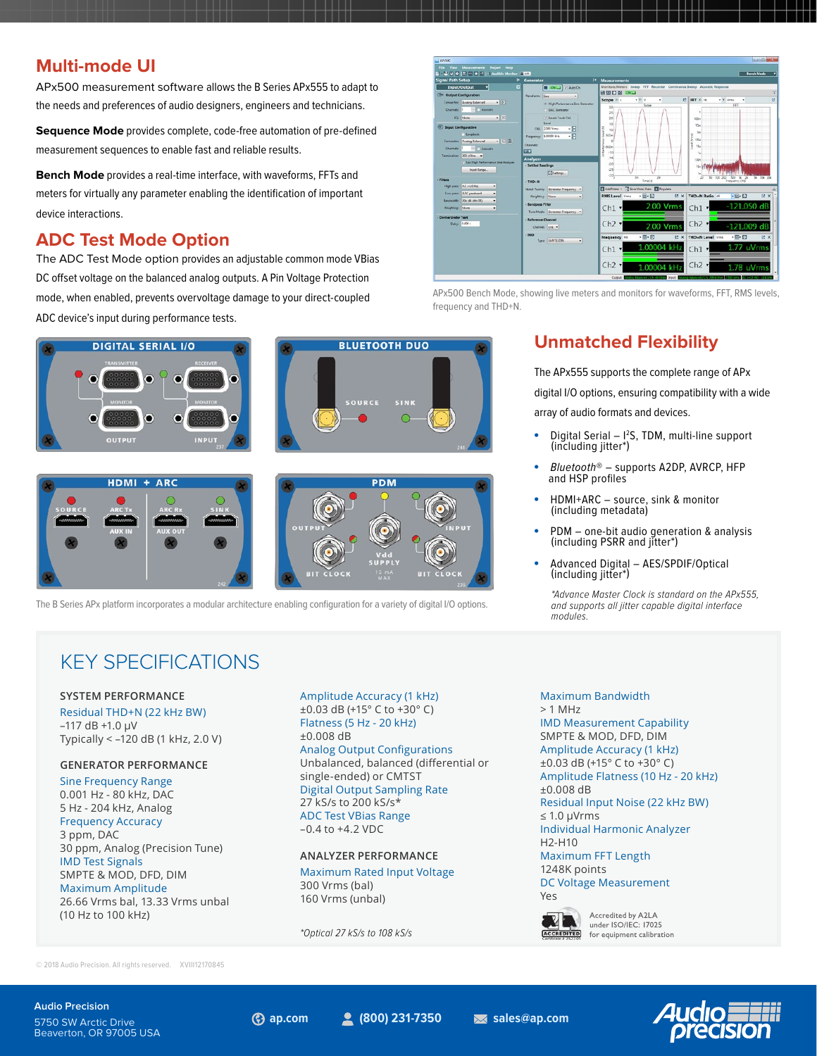## Multi-mode UI

APx500 measurement software allows the B Series APx555 to adapt to the needs and preferences of audio designers, engineers and technicians.

**Sequence Mode** provides complete, code-free automation of pre-defined measurement sequences to enable fast and reliable results.

**Bench Mode** provides a real-time interface, with waveforms, FFTs and meters for virtually any parameter enabling the identification of important device interactions.

## ADC Test Mode Option

The ADC Test Mode option provides an adjustable common mode VBias DC offset voltage on the balanced analog outputs. A Pin Voltage Protection mode, when enabled, prevents overvoltage damage to your direct-coupled ADC device's input during performance tests.

APx500 Bench Mode, showing live meters and monitors for waveforms, FFT, RMS levels, frequency and THD+N.

The B Series APx platform incorporates a modular architecture enabling configuration for a variety of digital I/O options.

## Unmatched Flexibility

The APx555 supports the complete range of APx digital I/O options, ensuring compatibility with a wide array of audio formats and devices.

- Digital Serial – I²S, TDM, multi-line support (including jitter*)
- *Bluetooth*® – supports A2DP, AVRCP, HFP and HSP profiles
- HDMI+ARC – source, sink & monitor (including metadata)
- PDM – one-bit audio generation & analysis (including PSRR and jitter*)
- Advanced Digital – AES/SPDIF/Optical (including jitter*)

*\*Advance Master Clock is standard on the APx555, and supports all jitter capable digital interface modules.*

# KEY SPECIFICATIONS

### SYSTEM PERFORMANCE

Residual THD+N (22 kHz BW)
–117 dB +1.0 µV
Typically < –120 dB (1 kHz, 2.0 V)

### GENERATOR PERFORMANCE

Sine Frequency Range
0.001 Hz - 80 kHz, DAC
5 Hz - 204 kHz, Analog

Frequency Accuracy
3 ppm, DAC
30 ppm, Analog (Precision Tune)

IMD Test Signals
SMPTE & MOD, DFD, DIM

Maximum Amplitude
26.66 Vrms bal, 13.33 Vrms unbal
(10 Hz to 100 kHz)

Amplitude Accuracy (1 kHz)
±0.03 dB (+15° C to +30° C)

Flatness (5 Hz - 20 kHz)
±0.008 dB

Analog Output Configurations
Unbalanced, balanced (differential or single-ended) or CMTST

Digital Output Sampling Rate
27 kS/s to 200 kS/s*

ADC Test VBias Range
–0.4 to +4.2 VDC

### ANALYZER PERFORMANCE

Maximum Rated Input Voltage
300 Vrms (bal)
160 Vrms (unbal)

*\*Optical 27 kS/s to 108 kS/s*

Maximum Bandwidth
> 1 MHz

IMD Measurement Capability
SMPTE & MOD, DFD, DIM

Amplitude Accuracy (1 kHz)
±0.03 dB (+15° C to +30° C)

Amplitude Flatness (10 Hz - 20 kHz)
±0.008 dB

Residual Input Noise (22 kHz BW)
≤ 1.0 µVrms

Individual Harmonic Analyzer
H2-H10

Maximum FFT Length
1248K points

DC Voltage Measurement
Yes

Accredited by A2LA under ISO/IEC: 17025 for equipment calibration

© 2018 Audio Precision. All rights reserved. XVIII12170845

Audio Precision
5750 SW Arctic Drive
Beaverton, OR 97005 USA

ap.com (800) 231-7350 sales@ap.com